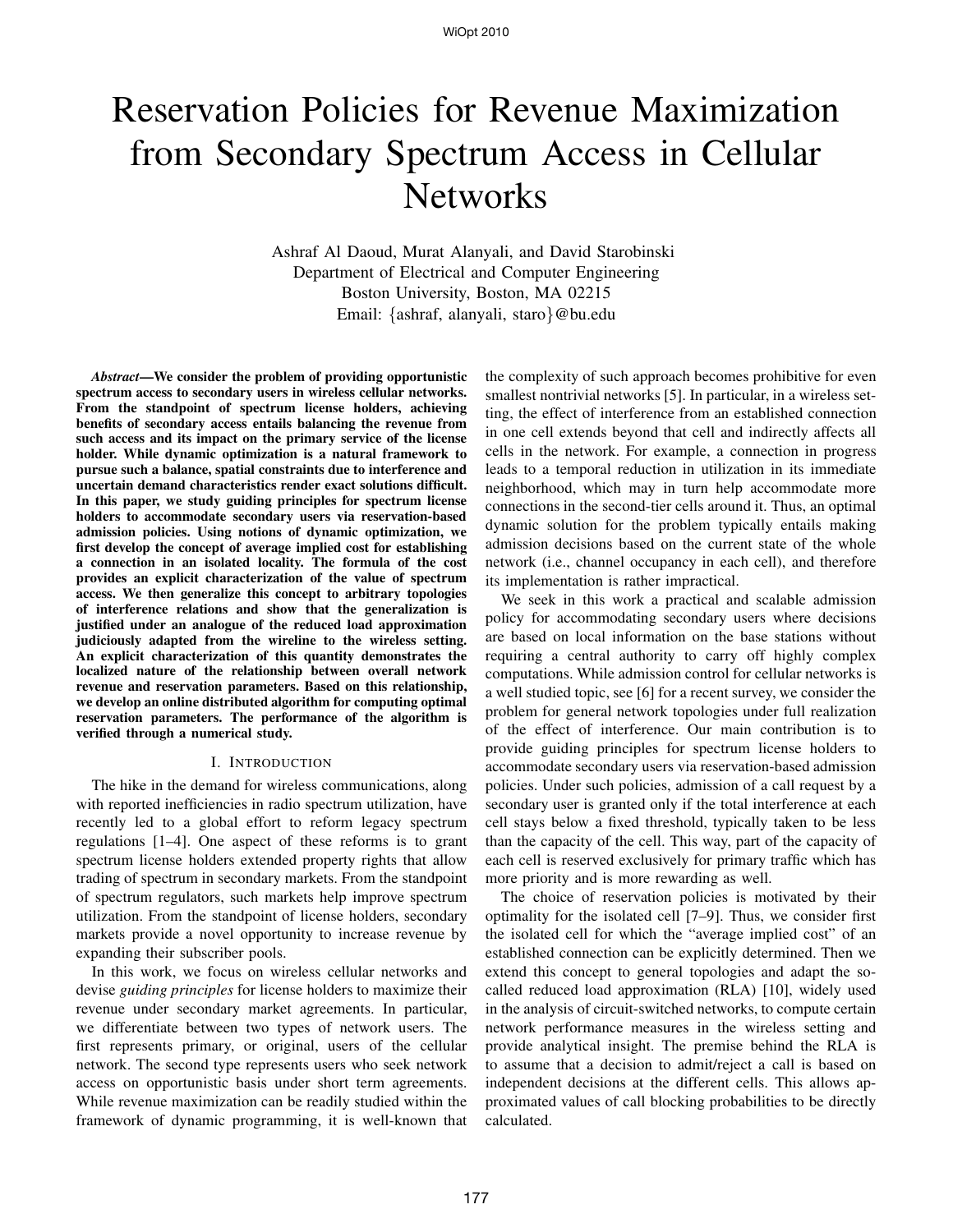# Reservation Policies for Revenue Maximization from Secondary Spectrum Access in Cellular Networks

Ashraf Al Daoud, Murat Alanyali, and David Starobinski
Department of Electrical and Computer Engineering
Boston University, Boston, MA 02215
Email: {ashraf, alanyali, staro}@bu.edu

***Abstract*—We consider the problem of providing opportunistic spectrum access to secondary users in wireless cellular networks. From the standpoint of spectrum license holders, achieving benefits of secondary access entails balancing the revenue from such access and its impact on the primary service of the license holder. While dynamic optimization is a natural framework to pursue such a balance, spatial constraints due to interference and uncertain demand characteristics render exact solutions difficult. In this paper, we study guiding principles for spectrum license holders to accommodate secondary users via reservation-based admission policies. Using notions of dynamic optimization, we first develop the concept of average implied cost for establishing a connection in an isolated locality. The formula of the cost provides an explicit characterization of the value of spectrum access. We then generalize this concept to arbitrary topologies of interference relations and show that the generalization is justified under an analogue of the reduced load approximation judiciously adapted from the wireline to the wireless setting. An explicit characterization of this quantity demonstrates the localized nature of the relationship between overall network revenue and reservation parameters. Based on this relationship, we develop an online distributed algorithm for computing optimal reservation parameters. The performance of the algorithm is verified through a numerical study.**

## I. Introduction

The hike in the demand for wireless communications, along with reported inefficiencies in radio spectrum utilization, have recently led to a global effort to reform legacy spectrum regulations [1–4]. One aspect of these reforms is to grant spectrum license holders extended property rights that allow trading of spectrum in secondary markets. From the standpoint of spectrum regulators, such markets help improve spectrum utilization. From the standpoint of license holders, secondary markets provide a novel opportunity to increase revenue by expanding their subscriber pools.

In this work, we focus on wireless cellular networks and devise *guiding principles* for license holders to maximize their revenue under secondary market agreements. In particular, we differentiate between two types of network users. The first represents primary, or original, users of the cellular network. The second type represents users who seek network access on opportunistic basis under short term agreements. While revenue maximization can be readily studied within the framework of dynamic programming, it is well-known that the complexity of such approach becomes prohibitive for even smallest nontrivial networks [5]. In particular, in a wireless setting, the effect of interference from an established connection in one cell extends beyond that cell and indirectly affects all cells in the network. For example, a connection in progress leads to a temporal reduction in utilization in its immediate neighborhood, which may in turn help accommodate more connections in the second-tier cells around it. Thus, an optimal dynamic solution for the problem typically entails making admission decisions based on the current state of the whole network (i.e., channel occupancy in each cell), and therefore its implementation is rather impractical.

We seek in this work a practical and scalable admission policy for accommodating secondary users where decisions are based on local information on the base stations without requiring a central authority to carry off highly complex computations. While admission control for cellular networks is a well studied topic, see [6] for a recent survey, we consider the problem for general network topologies under full realization of the effect of interference. Our main contribution is to provide guiding principles for spectrum license holders to accommodate secondary users via reservation-based admission policies. Under such policies, admission of a call request by a secondary user is granted only if the total interference at each cell stays below a fixed threshold, typically taken to be less than the capacity of the cell. This way, part of the capacity of each cell is reserved exclusively for primary traffic which has more priority and is more rewarding as well.

The choice of reservation policies is motivated by their optimality for the isolated cell [7–9]. Thus, we consider first the isolated cell for which the "average implied cost" of an established connection can be explicitly determined. Then we extend this concept to general topologies and adapt the so-called reduced load approximation (RLA) [10], widely used in the analysis of circuit-switched networks, to compute certain network performance measures in the wireless setting and provide analytical insight. The premise behind the RLA is to assume that a decision to admit/reject a call is based on independent decisions at the different cells. This allows approximated values of call blocking probabilities to be directly calculated.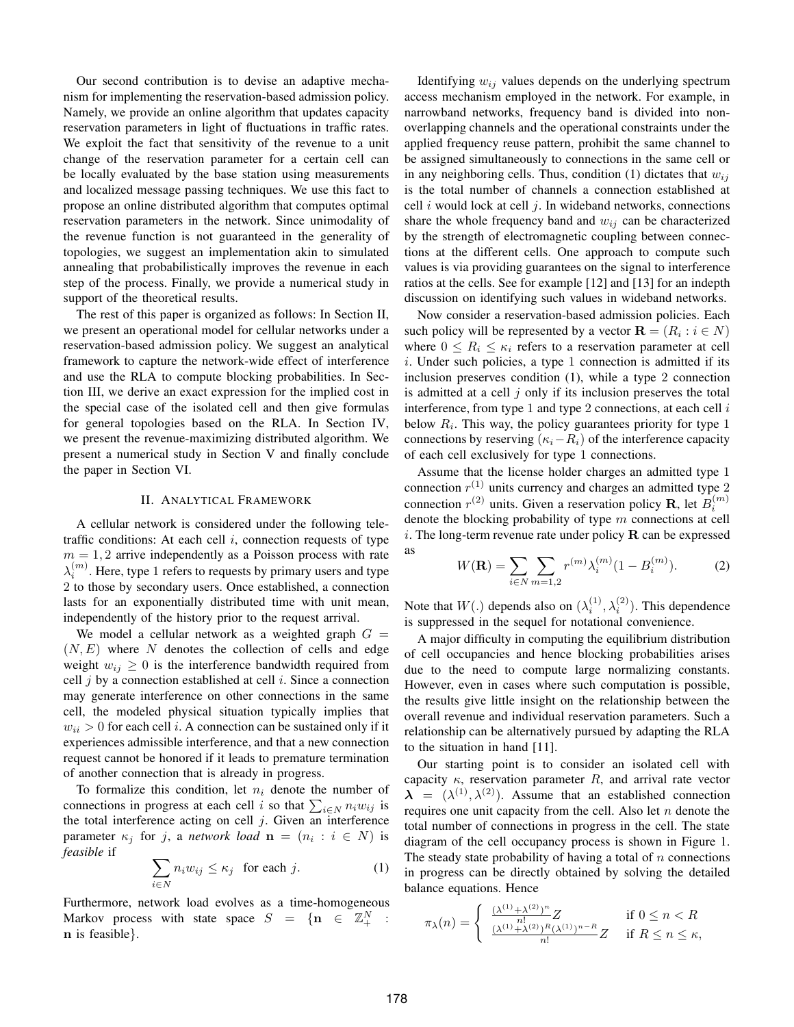Our second contribution is to devise an adaptive mechanism for implementing the reservation-based admission policy. Namely, we provide an online algorithm that updates capacity reservation parameters in light of fluctuations in traffic rates. We exploit the fact that sensitivity of the revenue to a unit change of the reservation parameter for a certain cell can be locally evaluated by the base station using measurements and localized message passing techniques. We use this fact to propose an online distributed algorithm that computes optimal reservation parameters in the network. Since unimodality of the revenue function is not guaranteed in the generality of topologies, we suggest an implementation akin to simulated annealing that probabilistically improves the revenue in each step of the process. Finally, we provide a numerical study in support of the theoretical results.

The rest of this paper is organized as follows: In Section II, we present an operational model for cellular networks under a reservation-based admission policy. We suggest an analytical framework to capture the network-wide effect of interference and use the RLA to compute blocking probabilities. In Section III, we derive an exact expression for the implied cost in the special case of the isolated cell and then give formulas for general topologies based on the RLA. In Section IV, we present the revenue-maximizing distributed algorithm. We present a numerical study in Section V and finally conclude the paper in Section VI.

## II. Analytical Framework

A cellular network is considered under the following teletraffic conditions: At each cell $i$, connection requests of type $m = 1, 2$ arrive independently as a Poisson process with rate $\lambda_i^{(m)}$. Here, type 1 refers to requests by primary users and type 2 to those by secondary users. Once established, a connection lasts for an exponentially distributed time with unit mean, independently of the history prior to the request arrival.

We model a cellular network as a weighted graph $G = (N, E)$ where $N$ denotes the collection of cells and edge weight $w_{ij} \geq 0$ is the interference bandwidth required from cell $j$ by a connection established at cell $i$. Since a connection may generate interference on other connections in the same cell, the modeled physical situation typically implies that $w_{ii} > 0$ for each cell $i$. A connection can be sustained only if it experiences admissible interference, and that a new connection request cannot be honored if it leads to premature termination of another connection that is already in progress.

To formalize this condition, let $n_i$ denote the number of connections in progress at each cell $i$ so that $\sum_{i \in N} n_i w_{ij}$ is the total interference acting on cell $j$. Given an interference parameter $\kappa_j$ for $j$, a *network load* $\mathbf{n} = (n_i : i \in N)$ is *feasible* if

$$\sum_{i \in N} n_i w_{ij} \leq \kappa_j \quad \text{for each } j. \tag{1}$$

Furthermore, network load evolves as a time-homogeneous Markov process with state space $S = \{\mathbf{n} \in \mathbb{Z}_+^N : \mathbf{n} \text{ is feasible}\}$.

Identifying $w_{ij}$ values depends on the underlying spectrum access mechanism employed in the network. For example, in narrowband networks, frequency band is divided into non-overlapping channels and the operational constraints under the applied frequency reuse pattern, prohibit the same channel to be assigned simultaneously to connections in the same cell or in any neighboring cells. Thus, condition (1) dictates that $w_{ij}$ is the total number of channels a connection established at cell $i$ would lock at cell $j$. In wideband networks, connections share the whole frequency band and $w_{ij}$ can be characterized by the strength of electromagnetic coupling between connections at the different cells. One approach to compute such values is via providing guarantees on the signal to interference ratios at the cells. See for example [12] and [13] for an indepth discussion on identifying such values in wideband networks.

Now consider a reservation-based admission policies. Each such policy will be represented by a vector $\mathbf{R} = (R_i : i \in N)$ where $0 \leq R_i \leq \kappa_i$ refers to a reservation parameter at cell $i$. Under such policies, a type 1 connection is admitted if its inclusion preserves condition (1), while a type 2 connection is admitted at a cell $j$ only if its inclusion preserves the total interference, from type 1 and type 2 connections, at each cell $i$ below $R_i$. This way, the policy guarantees priority for type 1 connections by reserving $(\kappa_i - R_i)$ of the interference capacity of each cell exclusively for type 1 connections.

Assume that the license holder charges an admitted type 1 connection $r^{(1)}$ units currency and charges an admitted type 2 connection $r^{(2)}$ units. Given a reservation policy $\mathbf{R}$, let $B_i^{(m)}$ denote the blocking probability of type $m$ connections at cell $i$. The long-term revenue rate under policy $\mathbf{R}$ can be expressed as

$$W(\mathbf{R}) = \sum_{i \in N} \sum_{m=1,2} r^{(m)} \lambda_i^{(m)} (1 - B_i^{(m)}). \tag{2}$$

Note that $W(.)$ depends also on $(\lambda_i^{(1)}, \lambda_i^{(2)})$. This dependence is suppressed in the sequel for notational convenience.

A major difficulty in computing the equilibrium distribution of cell occupancies and hence blocking probabilities arises due to the need to compute large normalizing constants. However, even in cases where such computation is possible, the results give little insight on the relationship between the overall revenue and individual reservation parameters. Such a relationship can be alternatively pursued by adapting the RLA to the situation in hand [11].

Our starting point is to consider an isolated cell with capacity $\kappa$, reservation parameter $R$, and arrival rate vector $\boldsymbol{\lambda} = (\lambda^{(1)}, \lambda^{(2)})$. Assume that an established connection requires one unit capacity from the cell. Also let $n$ denote the total number of connections in progress in the cell. The state diagram of the cell occupancy process is shown in Figure 1. The steady state probability of having a total of $n$ connections in progress can be directly obtained by solving the detailed balance equations. Hence

$$\pi_{\boldsymbol{\lambda}}(n) = \begin{cases} \frac{(\lambda^{(1)}+\lambda^{(2)})^n}{n!} Z & \text{if } 0 \leq n < R \\ \frac{(\lambda^{(1)}+\lambda^{(2)})^R (\lambda^{(1)})^{n-R}}{n!} Z & \text{if } R \leq n \leq \kappa, \end{cases}$$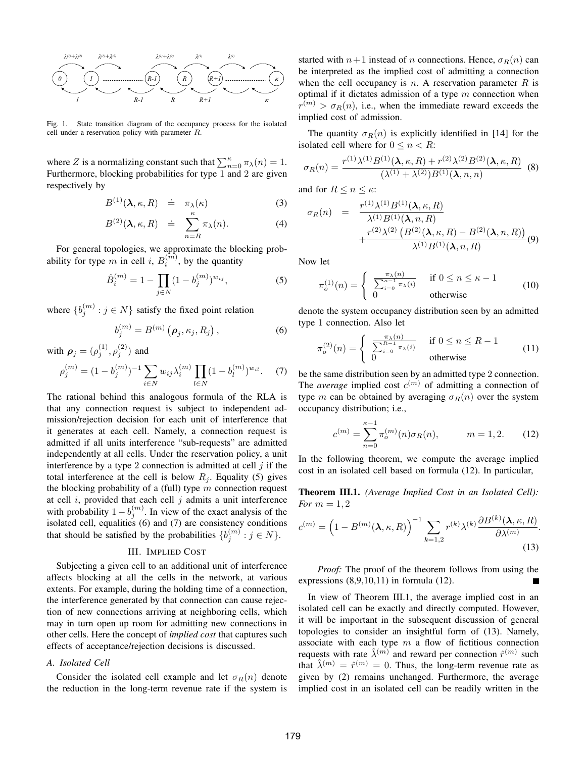Fig. 1. State transition diagram of the occupancy process for the isolated cell under a reservation policy with parameter $R$.

where $Z$ is a normalizing constant such that $\sum_{n=0}^{\kappa} \pi_\lambda(n) = 1$. Furthermore, blocking probabilities for type 1 and 2 are given respectively by

$$B^{(1)}(\boldsymbol{\lambda}, \kappa, R) \doteq \pi_\lambda(\kappa) \quad (3)$$

$$B^{(2)}(\boldsymbol{\lambda}, \kappa, R) \doteq \sum_{n=R}^{\kappa} \pi_\lambda(n). \quad (4)$$

For general topologies, we approximate the blocking probability for type $m$ in cell $i$, $B_i^{(m)}$, by the quantity

$$\hat{B}_i^{(m)} = 1 - \prod_{j \in N} (1 - b_j^{(m)})^{w_{ij}}, \quad (5)$$

where $\{b_j^{(m)} : j \in N\}$ satisfy the fixed point relation

$$b_j^{(m)} = B^{(m)}\left(\boldsymbol{\rho}_j, \kappa_j, R_j\right), \quad (6)$$

with $\boldsymbol{\rho}_j = (\rho_j^{(1)}, \rho_j^{(2)})$ and

$$\rho_j^{(m)} = (1 - b_j^{(m)})^{-1} \sum_{i \in N} w_{ij} \lambda_i^{(m)} \prod_{l \in N} (1 - b_l^{(m)})^{w_{il}}. \quad (7)$$

The rational behind this analogous formula of the RLA is that any connection request is subject to independent admission/rejection decision for each unit of interference that it generates at each cell. Namely, a connection request is admitted if all units interference "sub-requests" are admitted independently at all cells. Under the reservation policy, a unit interference by a type 2 connection is admitted at cell $j$ if the total interference at the cell is below $R_j$. Equality (5) gives the blocking probability of a (full) type $m$ connection request at cell $i$, provided that each cell $j$ admits a unit interference with probability $1 - b_j^{(m)}$. In view of the exact analysis of the isolated cell, equalities (6) and (7) are consistency conditions that should be satisfied by the probabilities $\{b_j^{(m)} : j \in N\}$.

## III. Implied Cost

Subjecting a given cell to an additional unit of interference affects blocking at all the cells in the network, at various extents. For example, during the holding time of a connection, the interference generated by that connection can cause rejection of new connections arriving at neighboring cells, which may in turn open up room for admitting new connections in other cells. Here the concept of *implied cost* that captures such effects of acceptance/rejection decisions is discussed.

### A. Isolated Cell

Consider the isolated cell example and let $\sigma_R(n)$ denote the reduction in the long-term revenue rate if the system is started with $n+1$ instead of $n$ connections. Hence, $\sigma_R(n)$ can be interpreted as the implied cost of admitting a connection when the cell occupancy is $n$. A reservation parameter $R$ is optimal if it dictates admission of a type $m$ connection when $r^{(m)} > \sigma_R(n)$, i.e., when the immediate reward exceeds the implied cost of admission.

The quantity $\sigma_R(n)$ is explicitly identified in [14] for the isolated cell where for $0 \le n < R$:

$$\sigma_R(n) = \frac{r^{(1)}\lambda^{(1)}B^{(1)}(\boldsymbol{\lambda}, \kappa, R) + r^{(2)}\lambda^{(2)}B^{(2)}(\boldsymbol{\lambda}, \kappa, R)}{(\lambda^{(1)} + \lambda^{(2)})B^{(1)}(\boldsymbol{\lambda}, n, n)} \quad (8)$$

and for $R \le n \le \kappa$:

$$\sigma_R(n) = \frac{r^{(1)}\lambda^{(1)}B^{(1)}(\boldsymbol{\lambda}, \kappa, R)}{\lambda^{(1)}B^{(1)}(\boldsymbol{\lambda}, n, R)} + \frac{r^{(2)}\lambda^{(2)}\left(B^{(2)}(\boldsymbol{\lambda}, \kappa, R) - B^{(2)}(\boldsymbol{\lambda}, n, R)\right)}{\lambda^{(1)}B^{(1)}(\boldsymbol{\lambda}, n, R)} \quad (9)$$

Now let

$$\pi_o^{(1)}(n) = \begin{cases} \frac{\pi_\lambda(n)}{\sum_{i=0}^{\kappa-1} \pi_\lambda(i)} & \text{if } 0 \le n \le \kappa - 1 \\ 0 & \text{otherwise} \end{cases} \quad (10)$$

denote the system occupancy distribution seen by an admitted type 1 connection. Also let

$$\pi_o^{(2)}(n) = \begin{cases} \frac{\pi_\lambda(n)}{\sum_{i=0}^{R-1} \pi_\lambda(i)} & \text{if } 0 \le n \le R - 1 \\ 0 & \text{otherwise} \end{cases} \quad (11)$$

be the same distribution seen by an admitted type 2 connection. The *average* implied cost $c^{(m)}$ of admitting a connection of type $m$ can be obtained by averaging $\sigma_R(n)$ over the system occupancy distribution; i.e.,

$$c^{(m)} = \sum_{n=0}^{\kappa-1} \pi_o^{(m)}(n)\sigma_R(n), \qquad m = 1, 2. \quad (12)$$

In the following theorem, we compute the average implied cost in an isolated cell based on formula (12). In particular,

**Theorem III.1.** *(Average Implied Cost in an Isolated Cell): For $m = 1, 2$*

$$c^{(m)} = \left(1 - B^{(m)}(\boldsymbol{\lambda}, \kappa, R)\right)^{-1} \sum_{k=1,2} r^{(k)}\lambda^{(k)} \frac{\partial B^{(k)}(\boldsymbol{\lambda}, \kappa, R)}{\partial \lambda^{(m)}}. \quad (13)$$

*Proof:* The proof of the theorem follows from using the expressions (8,9,10,11) in formula (12). ∎

In view of Theorem III.1, the average implied cost in an isolated cell can be exactly and directly computed. However, it will be important in the subsequent discussion of general topologies to consider an insightful form of (13). Namely, associate with each type $m$ a flow of fictitious connection requests with rate $\hat{\lambda}^{(m)}$ and reward per connection $\hat{r}^{(m)}$ such that $\hat{\lambda}^{(m)} = \hat{r}^{(m)} = 0$. Thus, the long-term revenue rate as given by (2) remains unchanged. Furthermore, the average implied cost in an isolated cell can be readily written in the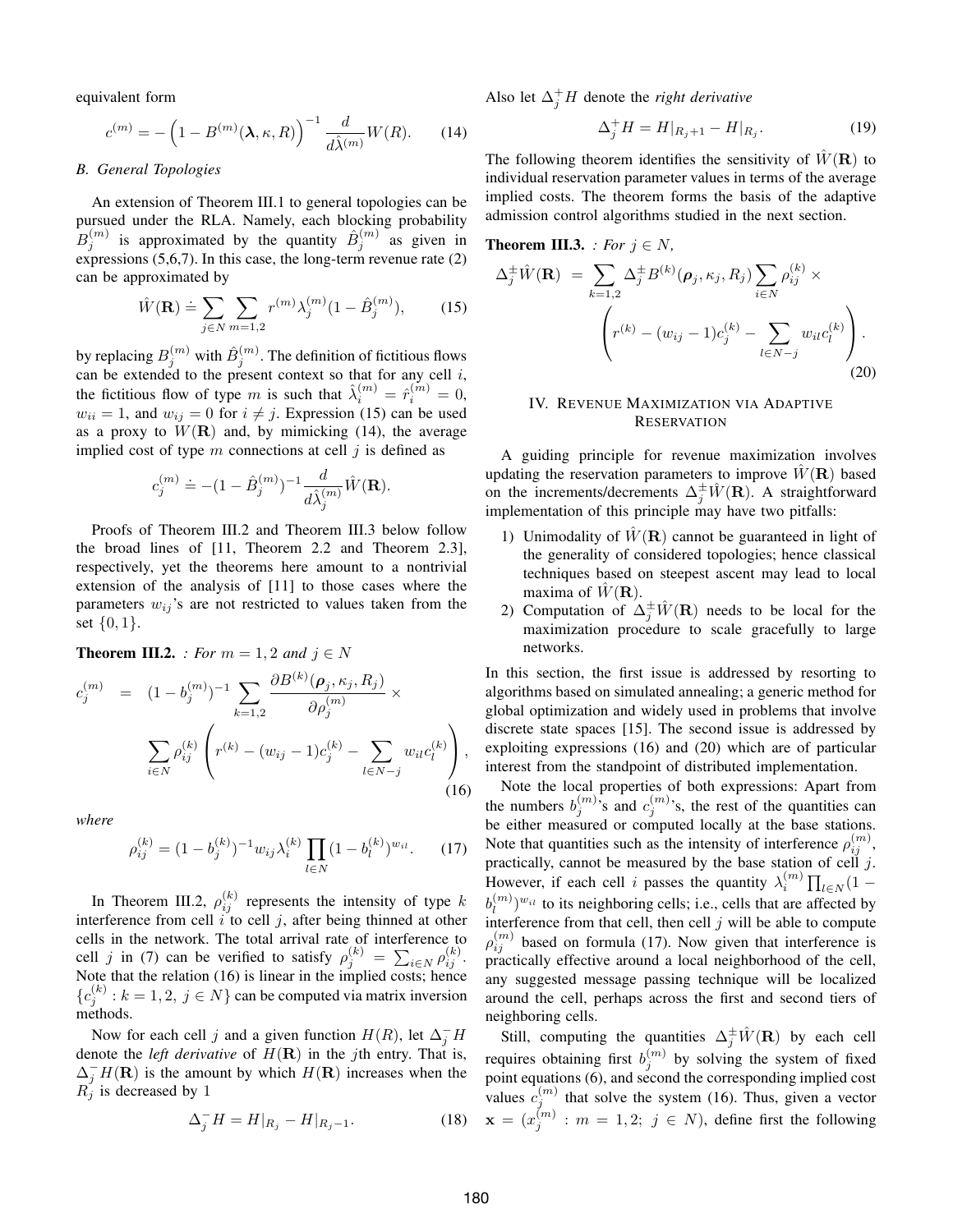equivalent form

$$c^{(m)} = -\left(1 - B^{(m)}(\boldsymbol{\lambda}, \kappa, R)\right)^{-1} \frac{d}{d\hat{\lambda}^{(m)}} W(R). \quad (14)$$

### B. General Topologies

An extension of Theorem III.1 to general topologies can be pursued under the RLA. Namely, each blocking probability $B_j^{(m)}$ is approximated by the quantity $\hat{B}_j^{(m)}$ as given in expressions (5,6,7). In this case, the long-term revenue rate (2) can be approximated by

$$\hat{W}(\mathbf{R}) \doteq \sum_{j \in N} \sum_{m=1,2} r^{(m)} \lambda_j^{(m)} (1 - \hat{B}_j^{(m)}), \quad (15)$$

by replacing $B_j^{(m)}$ with $\hat{B}_j^{(m)}$. The definition of fictitious flows can be extended to the present context so that for any cell $i$, the fictitious flow of type $m$ is such that $\hat{\lambda}_i^{(m)} = \hat{r}_i^{(m)} = 0$, $w_{ii} = 1$, and $w_{ij} = 0$ for $i \neq j$. Expression (15) can be used as a proxy to $W(\mathbf{R})$ and, by mimicking (14), the average implied cost of type $m$ connections at cell $j$ is defined as

$$c_j^{(m)} \doteq -(1 - \hat{B}_j^{(m)})^{-1} \frac{d}{d\hat{\lambda}_j^{(m)}} \hat{W}(\mathbf{R}).$$

Proofs of Theorem III.2 and Theorem III.3 below follow the broad lines of [11, Theorem 2.2 and Theorem 2.3], respectively, yet the theorems here amount to a nontrivial extension of the analysis of [11] to those cases where the parameters $w_{ij}$'s are not restricted to values taken from the set $\{0, 1\}$.

**Theorem III.2.** *: For $m = 1, 2$ and $j \in N$*

$$c_j^{(m)} = (1 - b_j^{(m)})^{-1} \sum_{k=1,2} \frac{\partial B^{(k)}(\boldsymbol{\rho}_j, \kappa_j, R_j)}{\partial \rho_j^{(m)}} \times \sum_{i \in N} \rho_{ij}^{(k)} \left( r^{(k)} - (w_{ij} - 1) c_j^{(k)} - \sum_{l \in N - j} w_{il} c_l^{(k)} \right), \quad (16)$$

*where*

$$\rho_{ij}^{(k)} = (1 - b_j^{(k)})^{-1} w_{ij} \lambda_i^{(k)} \prod_{l \in N} (1 - b_l^{(k)})^{w_{il}}. \quad (17)$$

In Theorem III.2, $\rho_{ij}^{(k)}$ represents the intensity of type $k$ interference from cell $i$ to cell $j$, after being thinned at other cells in the network. The total arrival rate of interference to cell $j$ in (7) can be verified to satisfy $\rho_j^{(k)} = \sum_{i \in N} \rho_{ij}^{(k)}$. Note that the relation (16) is linear in the implied costs; hence $\{c_j^{(k)} : k = 1, 2,\ j \in N\}$ can be computed via matrix inversion methods.

Now for each cell $j$ and a given function $H(R)$, let $\Delta_j^- H$ denote the *left derivative* of $H(\mathbf{R})$ in the $j$th entry. That is, $\Delta_j^- H(\mathbf{R})$ is the amount by which $H(\mathbf{R})$ increases when the $R_j$ is decreased by 1

$$\Delta_j^- H = H|_{R_j} - H|_{R_j - 1}. \quad (18)$$

Also let $\Delta_j^+ H$ denote the *right derivative*

$$\Delta_j^+ H = H|_{R_j + 1} - H|_{R_j}. \quad (19)$$

The following theorem identifies the sensitivity of $\hat{W}(\mathbf{R})$ to individual reservation parameter values in terms of the average implied costs. The theorem forms the basis of the adaptive admission control algorithms studied in the next section.

**Theorem III.3.** *: For $j \in N$,*

$$\Delta_j^{\pm} \hat{W}(\mathbf{R}) = \sum_{k=1,2} \Delta_j^{\pm} B^{(k)}(\boldsymbol{\rho}_j, \kappa_j, R_j) \sum_{i \in N} \rho_{ij}^{(k)} \times \left( r^{(k)} - (w_{ij} - 1) c_j^{(k)} - \sum_{l \in N - j} w_{il} c_l^{(k)} \right). \quad (20)$$

## IV. Revenue Maximization via Adaptive Reservation

A guiding principle for revenue maximization involves updating the reservation parameters to improve $\hat{W}(\mathbf{R})$ based on the increments/decrements $\Delta_j^{\pm} \hat{W}(\mathbf{R})$. A straightforward implementation of this principle may have two pitfalls:

1) Unimodality of $\hat{W}(\mathbf{R})$ cannot be guaranteed in light of the generality of considered topologies; hence classical techniques based on steepest ascent may lead to local maxima of $\hat{W}(\mathbf{R})$.
2) Computation of $\Delta_j^{\pm} \hat{W}(\mathbf{R})$ needs to be local for the maximization procedure to scale gracefully to large networks.

In this section, the first issue is addressed by resorting to algorithms based on simulated annealing; a generic method for global optimization and widely used in problems that involve discrete state spaces [15]. The second issue is addressed by exploiting expressions (16) and (20) which are of particular interest from the standpoint of distributed implementation.

Note the local properties of both expressions: Apart from the numbers $b_j^{(m)}$'s and $c_j^{(m)}$'s, the rest of the quantities can be either measured or computed locally at the base stations. Note that quantities such as the intensity of interference $\rho_{ij}^{(m)}$, practically, cannot be measured by the base station of cell $j$. However, if each cell $i$ passes the quantity $\lambda_i^{(m)} \prod_{l \in N} (1 - b_l^{(m)})^{w_{il}}$ to its neighboring cells; i.e., cells that are affected by interference from that cell, then cell $j$ will be able to compute $\rho_{ij}^{(m)}$ based on formula (17). Now given that interference is practically effective around a local neighborhood of the cell, any suggested message passing technique will be localized around the cell, perhaps across the first and second tiers of neighboring cells.

Still, computing the quantities $\Delta_j^{\pm} \hat{W}(\mathbf{R})$ by each cell requires obtaining first $b_j^{(m)}$ by solving the system of fixed point equations (6), and second the corresponding implied cost values $c_j^{(m)}$ that solve the system (16). Thus, given a vector $\mathbf{x} = (x_j^{(m)} : m = 1, 2;\ j \in N)$, define first the following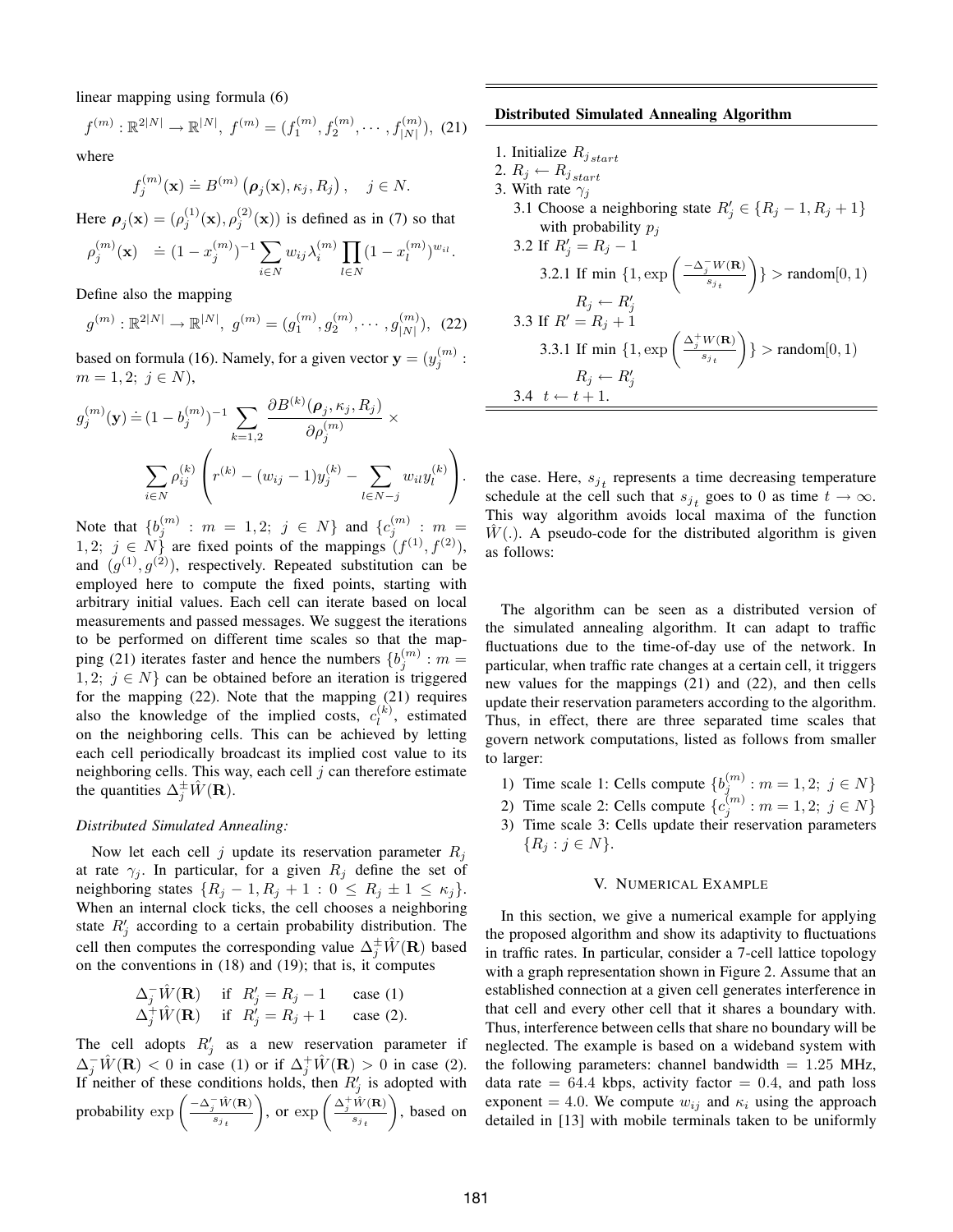linear mapping using formula (6)

$$f^{(m)} : \mathbb{R}^{2|N|} \to \mathbb{R}^{|N|},\ f^{(m)} = (f_1^{(m)}, f_2^{(m)}, \cdots, f_{|N|}^{(m)}),\quad (21)$$

where

$$f_j^{(m)}(\mathbf{x}) \doteq B^{(m)}\left(\boldsymbol{\rho}_j(\mathbf{x}), \kappa_j, R_j\right), \quad j \in N.$$

Here $\boldsymbol{\rho}_j(\mathbf{x}) = (\rho_j^{(1)}(\mathbf{x}), \rho_j^{(2)}(\mathbf{x}))$ is defined as in (7) so that

$$\rho_j^{(m)}(\mathbf{x}) \quad \doteq (1 - x_j^{(m)})^{-1} \sum_{i \in N} w_{ij} \lambda_i^{(m)} \prod_{l \in N} (1 - x_l^{(m)})^{w_{il}}.$$

Define also the mapping

$$g^{(m)} : \mathbb{R}^{2|N|} \to \mathbb{R}^{|N|},\ g^{(m)} = (g_1^{(m)}, g_2^{(m)}, \cdots, g_{|N|}^{(m)}),\quad (22)$$

based on formula (16). Namely, for a given vector $\mathbf{y} = (y_j^{(m)} : m = 1, 2;\ j \in N)$,

$$g_j^{(m)}(\mathbf{y}) \doteq (1 - b_j^{(m)})^{-1} \sum_{k=1,2} \frac{\partial B^{(k)}(\boldsymbol{\rho}_j, \kappa_j, R_j)}{\partial \rho_j^{(m)}} \times \sum_{i \in N} \rho_{ij}^{(k)} \left( r^{(k)} - (w_{ij} - 1) y_j^{(k)} - \sum_{l \in N - j} w_{il} y_l^{(k)} \right).$$

Note that $\{b_j^{(m)} : m = 1, 2;\ j \in N\}$ and $\{c_j^{(m)} : m = 1, 2;\ j \in N\}$ are fixed points of the mappings $(f^{(1)}, f^{(2)})$, and $(g^{(1)}, g^{(2)})$, respectively. Repeated substitution can be employed here to compute the fixed points, starting with arbitrary initial values. Each cell can iterate based on local measurements and passed messages. We suggest the iterations to be performed on different time scales so that the mapping (21) iterates faster and hence the numbers $\{b_j^{(m)} : m = 1, 2;\ j \in N\}$ can be obtained before an iteration is triggered for the mapping (22). Note that the mapping (21) requires also the knowledge of the implied costs, $c_l^{(k)}$, estimated on the neighboring cells. This can be achieved by letting each cell periodically broadcast its implied cost value to its neighboring cells. This way, each cell $j$ can therefore estimate the quantities $\Delta_j^{\pm} \hat{W}(\mathbf{R})$.

*Distributed Simulated Annealing:*

Now let each cell $j$ update its reservation parameter $R_j$ at rate $\gamma_j$. In particular, for a given $R_j$ define the set of neighboring states $\{R_j - 1, R_j + 1 : 0 \le R_j \pm 1 \le \kappa_j\}$. When an internal clock ticks, the cell chooses a neighboring state $R_j'$ according to a certain probability distribution. The cell then computes the corresponding value $\Delta_j^{\pm} \hat{W}(\mathbf{R})$ based on the conventions in (18) and (19); that is, it computes

$$\begin{array}{lll} \Delta_j^{-} \hat{W}(\mathbf{R}) & \text{if } R_j' = R_j - 1 & \text{case (1)} \\ \Delta_j^{+} \hat{W}(\mathbf{R}) & \text{if } R_j' = R_j + 1 & \text{case (2).} \end{array}$$

The cell adopts $R_j'$ as a new reservation parameter if $\Delta_j^{-} \hat{W}(\mathbf{R}) < 0$ in case (1) or if $\Delta_j^{+} \hat{W}(\mathbf{R}) > 0$ in case (2). If neither of these conditions holds, then $R_j'$ is adopted with probability $\exp\left(\frac{-\Delta_j^{-} \hat{W}(\mathbf{R})}{s_{j_t}}\right)$, or $\exp\left(\frac{\Delta_j^{+} \hat{W}(\mathbf{R})}{s_{j_t}}\right)$, based on the case. Here, $s_{j_t}$ represents a time decreasing temperature schedule at the cell such that $s_{j_t}$ goes to 0 as time $t \to \infty$. This way algorithm avoids local maxima of the function $\hat{W}(.)$. A pseudo-code for the distributed algorithm is given as follows:

**Distributed Simulated Annealing Algorithm**

1. Initialize $R_{j_{start}}$
2. $R_j \leftarrow R_{j_{start}}$
3. With rate $\gamma_j$
   - 3.1 Choose a neighboring state $R_j' \in \{R_j - 1, R_j + 1\}$ with probability $p_j$
   - 3.2 If $R_j' = R_j - 1$
     - 3.2.1 If min $\{1, \exp\left(\frac{-\Delta_j^{-} W(\mathbf{R})}{s_{j_t}}\right)\} >$ random$[0, 1)$
       $R_j \leftarrow R_j'$
   - 3.3 If $R' = R_j + 1$
     - 3.3.1 If min $\{1, \exp\left(\frac{\Delta_j^{+} W(\mathbf{R})}{s_{j_t}}\right)\} >$ random$[0, 1)$
       $R_j \leftarrow R_j'$
   - 3.4 $t \leftarrow t + 1$.

The algorithm can be seen as a distributed version of the simulated annealing algorithm. It can adapt to traffic fluctuations due to the time-of-day use of the network. In particular, when traffic rate changes at a certain cell, it triggers new values for the mappings (21) and (22), and then cells update their reservation parameters according to the algorithm. Thus, in effect, there are three separated time scales that govern network computations, listed as follows from smaller to larger:

1) Time scale 1: Cells compute $\{b_j^{(m)} : m = 1, 2;\ j \in N\}$
2) Time scale 2: Cells compute $\{c_j^{(m)} : m = 1, 2;\ j \in N\}$
3) Time scale 3: Cells update their reservation parameters $\{R_j : j \in N\}$.

## V. Numerical Example

In this section, we give a numerical example for applying the proposed algorithm and show its adaptivity to fluctuations in traffic rates. In particular, consider a 7-cell lattice topology with a graph representation shown in Figure 2. Assume that an established connection at a given cell generates interference in that cell and every other cell that it shares a boundary with. Thus, interference between cells that share no boundary will be neglected. The example is based on a wideband system with the following parameters: channel bandwidth = 1.25 MHz, data rate = 64.4 kbps, activity factor = 0.4, and path loss exponent = 4.0. We compute $w_{ij}$ and $\kappa_i$ using the approach detailed in [13] with mobile terminals taken to be uniformly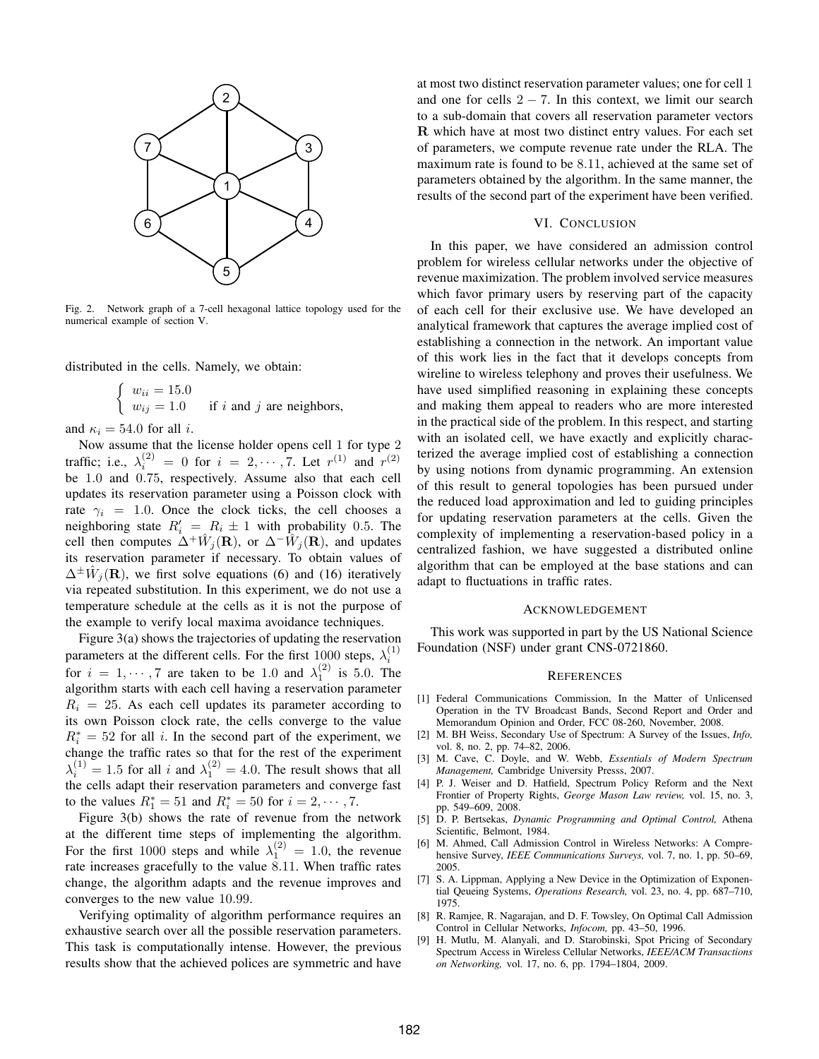Fig. 2. Network graph of a 7-cell hexagonal lattice topology used for the numerical example of section V.

distributed in the cells. Namely, we obtain:

$$\begin{cases} w_{ii} = 15.0 \\ w_{ij} = 1.0 \quad \text{ if } i \text{ and } j \text{ are neighbors,} \end{cases}$$

and $\kappa_i = 54.0$ for all $i$.

Now assume that the license holder opens cell 1 for type 2 traffic; i.e., $\lambda_i^{(2)} = 0$ for $i = 2, \cdots, 7$. Let $r^{(1)}$ and $r^{(2)}$ be 1.0 and 0.75, respectively. Assume also that each cell updates its reservation parameter using a Poisson clock with rate $\gamma_i = 1.0$. Once the clock ticks, the cell chooses a neighboring state $R_i' = R_i \pm 1$ with probability 0.5. The cell then computes $\Delta^+ \hat{W}_j(\mathbf{R})$, or $\Delta^- \hat{W}_j(\mathbf{R})$, and updates its reservation parameter if necessary. To obtain values of $\Delta^\pm \hat{W}_j(\mathbf{R})$, we first solve equations (6) and (16) iteratively via repeated substitution. In this experiment, we do not use a temperature schedule at the cells as it is not the purpose of the example to verify local maxima avoidance techniques.

Figure 3(a) shows the trajectories of updating the reservation parameters at the different cells. For the first 1000 steps, $\lambda_i^{(1)}$ for $i = 1, \cdots, 7$ are taken to be 1.0 and $\lambda_1^{(2)}$ is 5.0. The algorithm starts with each cell having a reservation parameter $R_i = 25$. As each cell updates its parameter according to its own Poisson clock rate, the cells converge to the value $R_i^* = 52$ for all $i$. In the second part of the experiment, we change the traffic rates so that for the rest of the experiment $\lambda_i^{(1)} = 1.5$ for all $i$ and $\lambda_1^{(2)} = 4.0$. The result shows that all the cells adapt their reservation parameters and converge fast to the values $R_1^* = 51$ and $R_i^* = 50$ for $i = 2, \cdots, 7$.

Figure 3(b) shows the rate of revenue from the network at the different time steps of implementing the algorithm. For the first 1000 steps and while $\lambda_1^{(2)} = 1.0$, the revenue rate increases gracefully to the value 8.11. When traffic rates change, the algorithm adapts and the revenue improves and converges to the new value 10.99.

Verifying optimality of algorithm performance requires an exhaustive search over all the possible reservation parameters. This task is computationally intense. However, the previous results show that the achieved polices are symmetric and have at most two distinct reservation parameter values; one for cell 1 and one for cells $2 - 7$. In this context, we limit our search to a sub-domain that covers all reservation parameter vectors $\mathbf{R}$ which have at most two distinct entry values. For each set of parameters, we compute revenue rate under the RLA. The maximum rate is found to be 8.11, achieved at the same set of parameters obtained by the algorithm. In the same manner, the results of the second part of the experiment have been verified.

## VI. Conclusion

In this paper, we have considered an admission control problem for wireless cellular networks under the objective of revenue maximization. The problem involved service measures which favor primary users by reserving part of the capacity of each cell for their exclusive use. We have developed an analytical framework that captures the average implied cost of establishing a connection in the network. An important value of this work lies in the fact that it develops concepts from wireline to wireless telephony and proves their usefulness. We have used simplified reasoning in explaining these concepts and making them appeal to readers who are more interested in the practical side of the problem. In this respect, and starting with an isolated cell, we have exactly and explicitly characterized the average implied cost of establishing a connection by using notions from dynamic programming. An extension of this result to general topologies has been pursued under the reduced load approximation and led to guiding principles for updating reservation parameters at the cells. Given the complexity of implementing a reservation-based policy in a centralized fashion, we have suggested a distributed online algorithm that can be employed at the base stations and can adapt to fluctuations in traffic rates.

## Acknowledgement

This work was supported in part by the US National Science Foundation (NSF) under grant CNS-0721860.

## References

[1] Federal Communications Commission, In the Matter of Unlicensed Operation in the TV Broadcast Bands, Second Report and Order and Memorandum Opinion and Order, FCC 08-260, November, 2008.

[2] M. BH Weiss, Secondary Use of Spectrum: A Survey of the Issues, *Info,* vol. 8, no. 2, pp. 74–82, 2006.

[3] M. Cave, C. Doyle, and W. Webb, *Essentials of Modern Spectrum Management,* Cambridge University Presss, 2007.

[4] P. J. Weiser and D. Hatfield, Spectrum Policy Reform and the Next Frontier of Property Rights, *George Mason Law review,* vol. 15, no. 3, pp. 549–609, 2008.

[5] D. P. Bertsekas, *Dynamic Programming and Optimal Control,* Athena Scientific, Belmont, 1984.

[6] M. Ahmed, Call Admission Control in Wireless Networks: A Comprehensive Survey, *IEEE Communications Surveys,* vol. 7, no. 1, pp. 50–69, 2005.

[7] S. A. Lippman, Applying a New Device in the Optimization of Exponential Qeueing Systems, *Operations Research,* vol. 23, no. 4, pp. 687–710, 1975.

[8] R. Ramjee, R. Nagarajan, and D. F. Towsley, On Optimal Call Admission Control in Cellular Networks, *Infocom,* pp. 43–50, 1996.

[9] H. Mutlu, M. Alanyali, and D. Starobinski, Spot Pricing of Secondary Spectrum Access in Wireless Cellular Networks, *IEEE/ACM Transactions on Networking,* vol. 17, no. 6, pp. 1794–1804, 2009.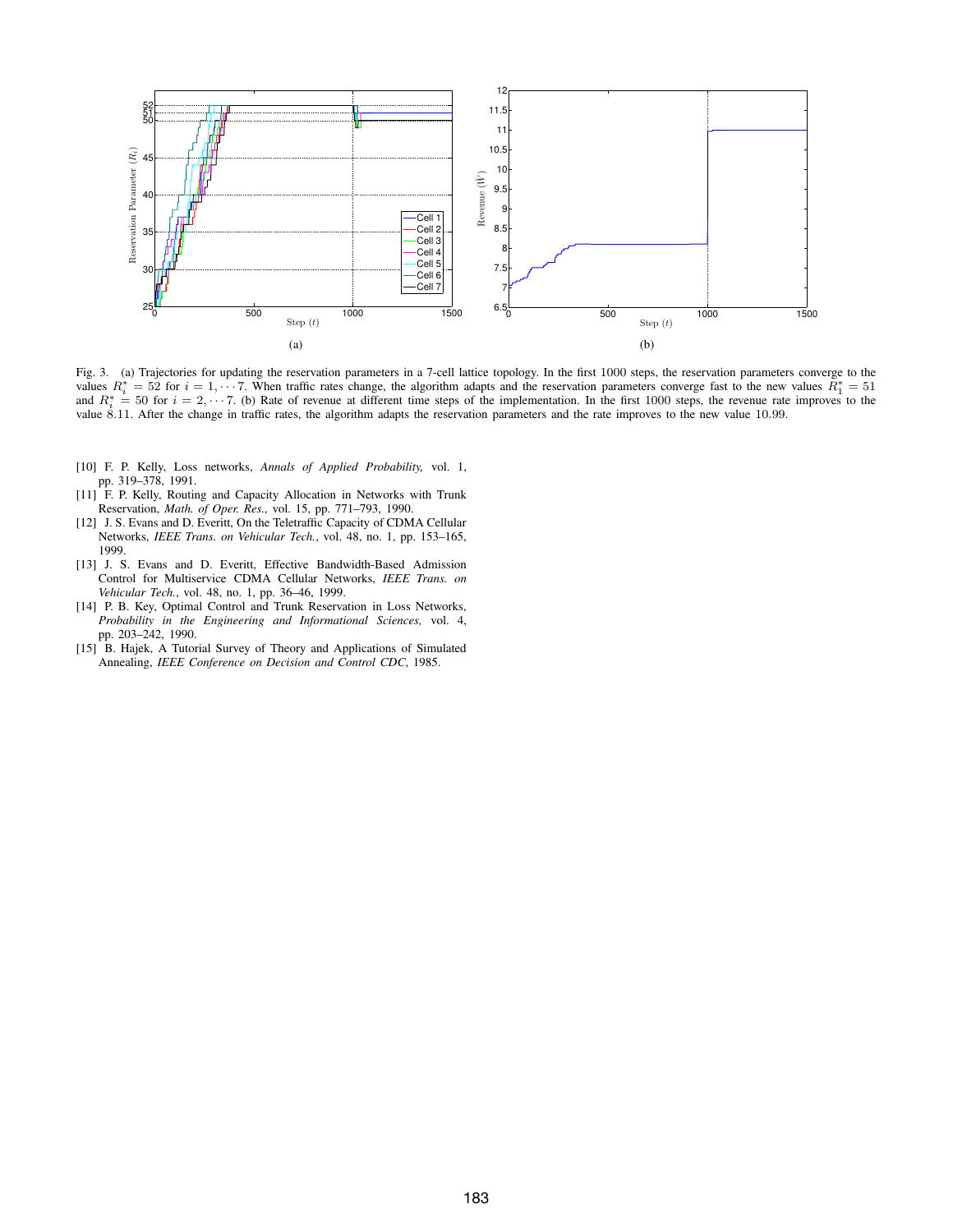52
51
50
45
40
35
30
25
Reservation Parameter ($R_i$)
0
500
1000
1500
Step ($t$)
Cell 1
Cell 2
Cell 3
Cell 4
Cell 5
Cell 6
Cell 7

(a)

12
11.5
11
10.5
10
9.5
9
8.5
8
7.5
7
6.5
Revenue ($W$)
0
500
1000
1500
Step ($t$)

(b)

Fig. 3. (a) Trajectories for updating the reservation parameters in a 7-cell lattice topology. In the first 1000 steps, the reservation parameters converge to the values $R_i^* = 52$ for $i = 1, \cdots 7$. When traffic rates change, the algorithm adapts and the reservation parameters converge fast to the new values $R_1^* = 51$ and $R_i^* = 50$ for $i = 2, \cdots 7$. (b) Rate of revenue at different time steps of the implementation. In the first 1000 steps, the revenue rate improves to the value 8.11. After the change in traffic rates, the algorithm adapts the reservation parameters and the rate improves to the new value 10.99.

[10] F. P. Kelly, Loss networks, *Annals of Applied Probability,* vol. 1, pp. 319–378, 1991.

[11] F. P. Kelly, Routing and Capacity Allocation in Networks with Trunk Reservation, *Math. of Oper. Res.,* vol. 15, pp. 771–793, 1990.

[12] J. S. Evans and D. Everitt, On the Teletraffic Capacity of CDMA Cellular Networks, *IEEE Trans. on Vehicular Tech.*, vol. 48, no. 1, pp. 153–165, 1999.

[13] J. S. Evans and D. Everitt, Effective Bandwidth-Based Admission Control for Multiservice CDMA Cellular Networks, *IEEE Trans. on Vehicular Tech.*, vol. 48, no. 1, pp. 36–46, 1999.

[14] P. B. Key, Optimal Control and Trunk Reservation in Loss Networks, *Probability in the Engineering and Informational Sciences,* vol. 4, pp. 203–242, 1990.

[15] B. Hajek, A Tutorial Survey of Theory and Applications of Simulated Annealing, *IEEE Conference on Decision and Control CDC*, 1985.